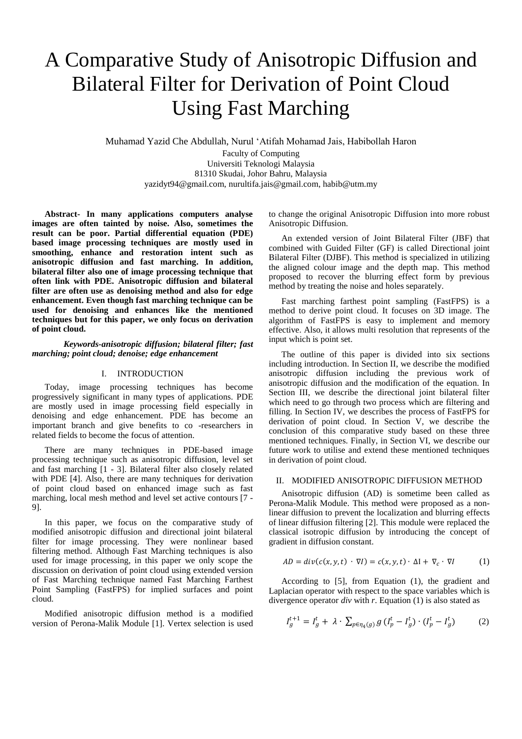# A Comparative Study of Anisotropic Diffusion and Bilateral Filter for Derivation of Point Cloud Using Fast Marching

Muhamad Yazid Che Abdullah, Nurul 'Atifah Mohamad Jais, Habibollah Haron

Faculty of Computing
Universiti Teknologi Malaysia
81310 Skudai, Johor Bahru, Malaysia
yazidyt94@gmail.com, nurultifa.jais@gmail.com, habib@utm.my

**Abstract- In many applications computers analyse images are often tainted by noise. Also, sometimes the result can be poor. Partial differential equation (PDE) based image processing techniques are mostly used in smoothing, enhance and restoration intent such as anisotropic diffusion and fast marching. In addition, bilateral filter also one of image processing technique that often link with PDE. Anisotropic diffusion and bilateral filter are often use as denoising method and also for edge enhancement. Even though fast marching technique can be used for denoising and enhances like the mentioned techniques but for this paper, we only focus on derivation of point cloud.**

***Keywords-anisotropic diffusion; bilateral filter; fast marching; point cloud; denoise; edge enhancement***

## I. INTRODUCTION

Today, image processing techniques has become progressively significant in many types of applications. PDE are mostly used in image processing field especially in denoising and edge enhancement. PDE has become an important branch and give benefits to co -researchers in related fields to become the focus of attention.

There are many techniques in PDE-based image processing technique such as anisotropic diffusion, level set and fast marching [1 - 3]. Bilateral filter also closely related with PDE [4]. Also, there are many techniques for derivation of point cloud based on enhanced image such as fast marching, local mesh method and level set active contours [7 - 9].

In this paper, we focus on the comparative study of modified anisotropic diffusion and directional joint bilateral filter for image processing. They were nonlinear based filtering method. Although Fast Marching techniques is also used for image processing, in this paper we only scope the discussion on derivation of point cloud using extended version of Fast Marching technique named Fast Marching Farthest Point Sampling (FastFPS) for implied surfaces and point cloud.

Modified anisotropic diffusion method is a modified version of Perona-Malik Module [1]. Vertex selection is used to change the original Anisotropic Diffusion into more robust Anisotropic Diffusion.

An extended version of Joint Bilateral Filter (JBF) that combined with Guided Filter (GF) is called Directional joint Bilateral Filter (DJBF). This method is specialized in utilizing the aligned colour image and the depth map. This method proposed to recover the blurring effect form by previous method by treating the noise and holes separately.

Fast marching farthest point sampling (FastFPS) is a method to derive point cloud. It focuses on 3D image. The algorithm of FastFPS is easy to implement and memory effective. Also, it allows multi resolution that represents of the input which is point set.

The outline of this paper is divided into six sections including introduction. In Section II, we describe the modified anisotropic diffusion including the previous work of anisotropic diffusion and the modification of the equation. In Section III, we describe the directional joint bilateral filter which need to go through two process which are filtering and filling. In Section IV, we describes the process of FastFPS for derivation of point cloud. In Section V, we describe the conclusion of this comparative study based on these three mentioned techniques. Finally, in Section VI, we describe our future work to utilise and extend these mentioned techniques in derivation of point cloud.

## II. MODIFIED ANISOTROPIC DIFFUSION METHOD

Anisotropic diffusion (AD) is sometime been called as Perona-Malik Module. This method were proposed as a non-linear diffusion to prevent the localization and blurring effects of linear diffusion filtering [2]. This module were replaced the classical isotropic diffusion by introducing the concept of gradient in diffusion constant.

$$AD = div(c(x, y, t) \cdot \nabla I) = c(x, y, t) \cdot \Delta I + \nabla_c \cdot \nabla I \qquad (1)$$

According to [5], from Equation (1), the gradient and Laplacian operator with respect to the space variables which is divergence operator *div* with *r*. Equation (1) is also stated as

$$I_g^{t+1} = I_g^t + \lambda \cdot \sum_{p \in \eta_4(g)} g\,(I_p^t - I_g^t) \cdot (I_p^t - I_g^t) \qquad (2)$$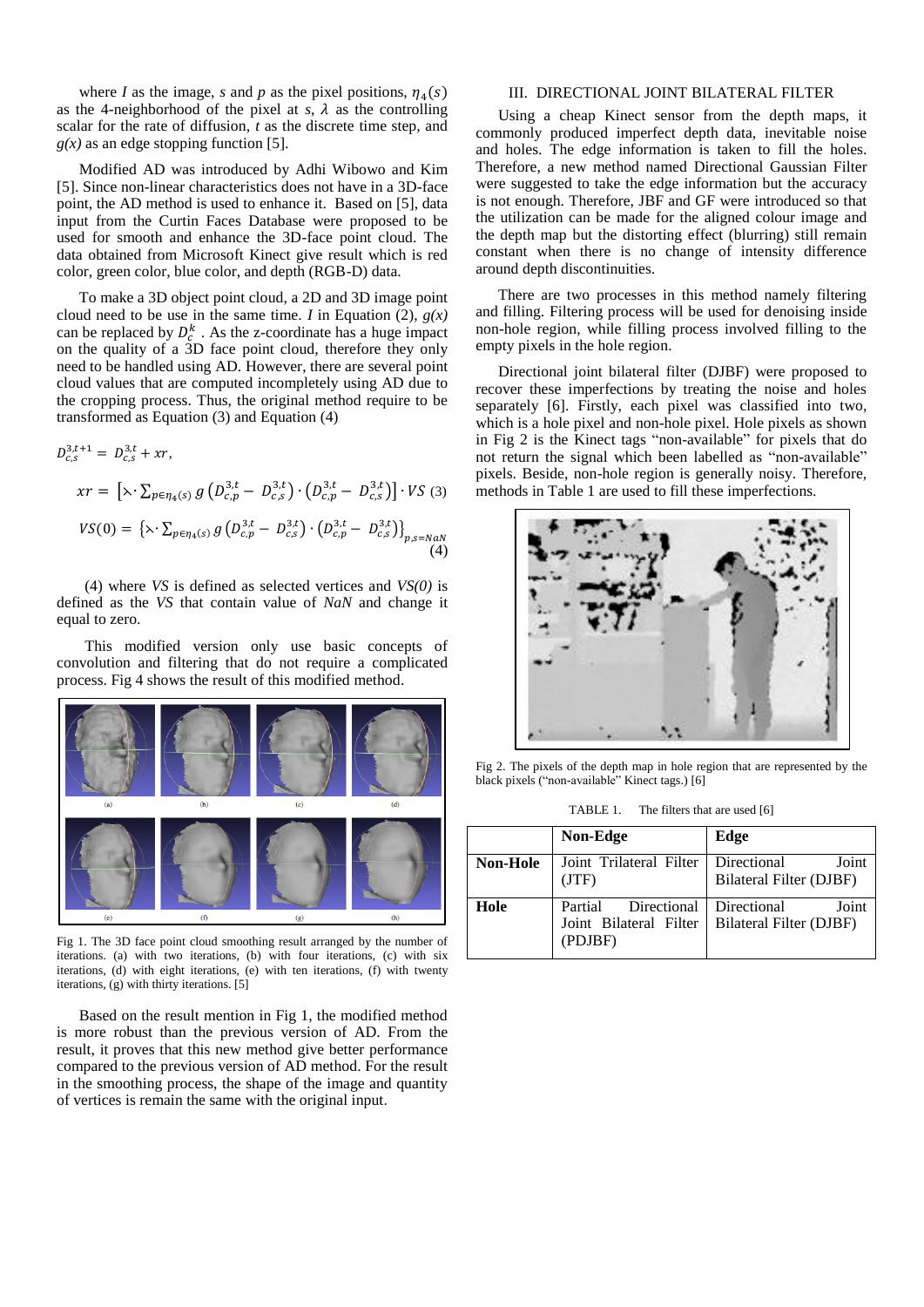where *I* as the image, *s* and *p* as the pixel positions, $\eta_4(s)$ as the 4-neighborhood of the pixel at *s*, $\lambda$ as the controlling scalar for the rate of diffusion, *t* as the discrete time step, and *g(x)* as an edge stopping function [5].

Modified AD was introduced by Adhi Wibowo and Kim [5]. Since non-linear characteristics does not have in a 3D-face point, the AD method is used to enhance it. Based on [5], data input from the Curtin Faces Database were proposed to be used for smooth and enhance the 3D-face point cloud. The data obtained from Microsoft Kinect give result which is red color, green color, blue color, and depth (RGB-D) data.

To make a 3D object point cloud, a 2D and 3D image point cloud need to be use in the same time. *I* in Equation (2), *g(x)* can be replaced by $D_c^k$. As the z-coordinate has a huge impact on the quality of a 3D face point cloud, therefore they only need to be handled using AD. However, there are several point cloud values that are computed incompletely using AD due to the cropping process. Thus, the original method require to be transformed as Equation (3) and Equation (4)

$$D_{c,s}^{3,t+1} = D_{c,s}^{3,t} + xr,$$

$$xr = \left[\lambda \cdot \sum_{p \in \eta_4(s)} g\left(D_{c,p}^{3,t} - D_{c,s}^{3,t}\right) \cdot \left(D_{c,p}^{3,t} - D_{c,s}^{3,t}\right)\right] \cdot VS \quad (3)$$

$$VS(0) = \left\{\lambda \cdot \sum_{p \in \eta_4(s)} g\left(D_{c,p}^{3,t} - D_{c,s}^{3,t}\right) \cdot \left(D_{c,p}^{3,t} - D_{c,s}^{3,t}\right)\right\}_{p,s=NaN} \quad (4)$$

(4) where *VS* is defined as selected vertices and *VS(0)* is defined as the *VS* that contain value of *NaN* and change it equal to zero.

This modified version only use basic concepts of convolution and filtering that do not require a complicated process. Fig 4 shows the result of this modified method.

Fig 1. The 3D face point cloud smoothing result arranged by the number of iterations. (a) with two iterations, (b) with four iterations, (c) with six iterations, (d) with eight iterations, (e) with ten iterations, (f) with twenty iterations, (g) with thirty iterations. [5]

Based on the result mention in Fig 1, the modified method is more robust than the previous version of AD. From the result, it proves that this new method give better performance compared to the previous version of AD method. For the result in the smoothing process, the shape of the image and quantity of vertices is remain the same with the original input.

## III. DIRECTIONAL JOINT BILATERAL FILTER

Using a cheap Kinect sensor from the depth maps, it commonly produced imperfect depth data, inevitable noise and holes. The edge information is taken to fill the holes. Therefore, a new method named Directional Gaussian Filter were suggested to take the edge information but the accuracy is not enough. Therefore, JBF and GF were introduced so that the utilization can be made for the aligned colour image and the depth map but the distorting effect (blurring) still remain constant when there is no change of intensity difference around depth discontinuities.

There are two processes in this method namely filtering and filling. Filtering process will be used for denoising inside non-hole region, while filling process involved filling to the empty pixels in the hole region.

Directional joint bilateral filter (DJBF) were proposed to recover these imperfections by treating the noise and holes separately [6]. Firstly, each pixel was classified into two, which is a hole pixel and non-hole pixel. Hole pixels as shown in Fig 2 is the Kinect tags "non-available" for pixels that do not return the signal which been labelled as "non-available" pixels. Beside, non-hole region is generally noisy. Therefore, methods in Table 1 are used to fill these imperfections.

Fig 2. The pixels of the depth map in hole region that are represented by the black pixels ("non-available" Kinect tags.) [6]

TABLE 1. The filters that are used [6]

| | **Non-Edge** | **Edge** |
|---|---|---|
| **Non-Hole** | Joint Trilateral Filter (JTF) | Directional Joint Bilateral Filter (DJBF) |
| **Hole** | Partial Directional Joint Bilateral Filter (PDJBF) | Directional Joint Bilateral Filter (DJBF) |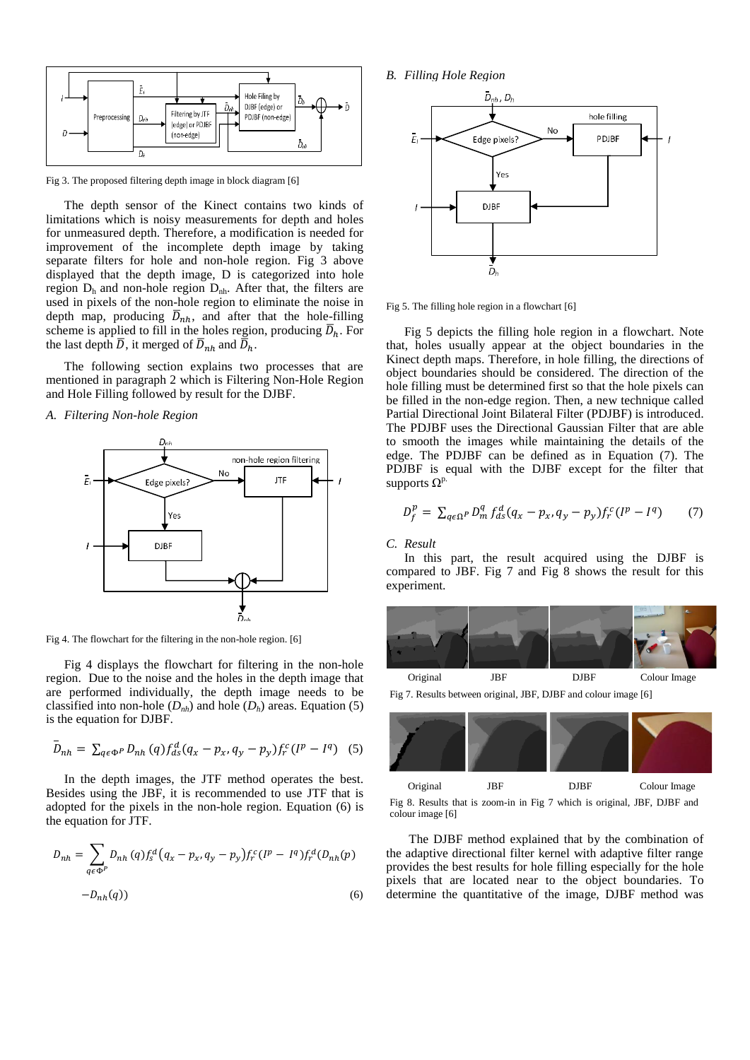Fig 3. The proposed filtering depth image in block diagram [6]

The depth sensor of the Kinect contains two kinds of limitations which is noisy measurements for depth and holes for unmeasured depth. Therefore, a modification is needed for improvement of the incomplete depth image by taking separate filters for hole and non-hole region. Fig 3 above displayed that the depth image, D is categorized into hole region $D_h$ and non-hole region $D_{nh}$. After that, the filters are used in pixels of the non-hole region to eliminate the noise in depth map, producing $\bar{D}_{nh}$, and after that the hole-filling scheme is applied to fill in the holes region, producing $\bar{D}_h$. For the last depth $\bar{D}$, it merged of $\bar{D}_{nh}$ and $\bar{D}_h$.

The following section explains two processes that are mentioned in paragraph 2 which is Filtering Non-Hole Region and Hole Filling followed by result for the DJBF.

### A. Filtering Non-hole Region

Fig 4. The flowchart for the filtering in the non-hole region. [6]

Fig 4 displays the flowchart for filtering in the non-hole region. Due to the noise and the holes in the depth image that are performed individually, the depth image needs to be classified into non-hole ($D_{nh}$) and hole ($D_h$) areas. Equation (5) is the equation for DJBF.

$$\bar{D}_{nh} = \sum_{q\epsilon\Phi^P} D_{nh}(q) f_{ds}^d(q_x - p_x, q_y - p_y) f_r^c(I^p - I^q) \quad (5)$$

In the depth images, the JTF method operates the best. Besides using the JBF, it is recommended to use JTF that is adopted for the pixels in the non-hole region. Equation (6) is the equation for JTF.

$$D_{nh} = \sum_{q\epsilon\Phi^P} D_{nh}(q) f_s^d(q_x - p_x, q_y - p_y) f_r^c(I^p - I^q) f_r^d(D_{nh}(p) - D_{nh}(q)) \quad (6)$$

### B. Filling Hole Region

Fig 5. The filling hole region in a flowchart [6]

Fig 5 depicts the filling hole region in a flowchart. Note that, holes usually appear at the object boundaries in the Kinect depth maps. Therefore, in hole filling, the directions of object boundaries should be considered. The direction of the hole filling must be determined first so that the hole pixels can be filled in the non-edge region. Then, a new technique called Partial Directional Joint Bilateral Filter (PDJBF) is introduced. The PDJBF uses the Directional Gaussian Filter that are able to smooth the images while maintaining the details of the edge. The PDJBF can be defined as in Equation (7). The PDJBF is equal with the DJBF except for the filter that supports $\Omega^{p}$.

$$D_f^p = \sum_{q\epsilon\Omega^P} D_m^q f_{ds}^d(q_x - p_x, q_y - p_y) f_r^c(I^p - I^q) \quad (7)$$

### C. Result

In this part, the result acquired using the DJBF is compared to JBF. Fig 7 and Fig 8 shows the result for this experiment.

Original JBF DJBF Colour Image

Fig 7. Results between original, JBF, DJBF and colour image [6]

Original JBF DJBF Colour Image

Fig 8. Results that is zoom-in in Fig 7 which is original, JBF, DJBF and colour image [6]

The DJBF method explained that by the combination of the adaptive directional filter kernel with adaptive filter range provides the best results for hole filling especially for the hole pixels that are located near to the object boundaries. To determine the quantitative of the image, DJBF method was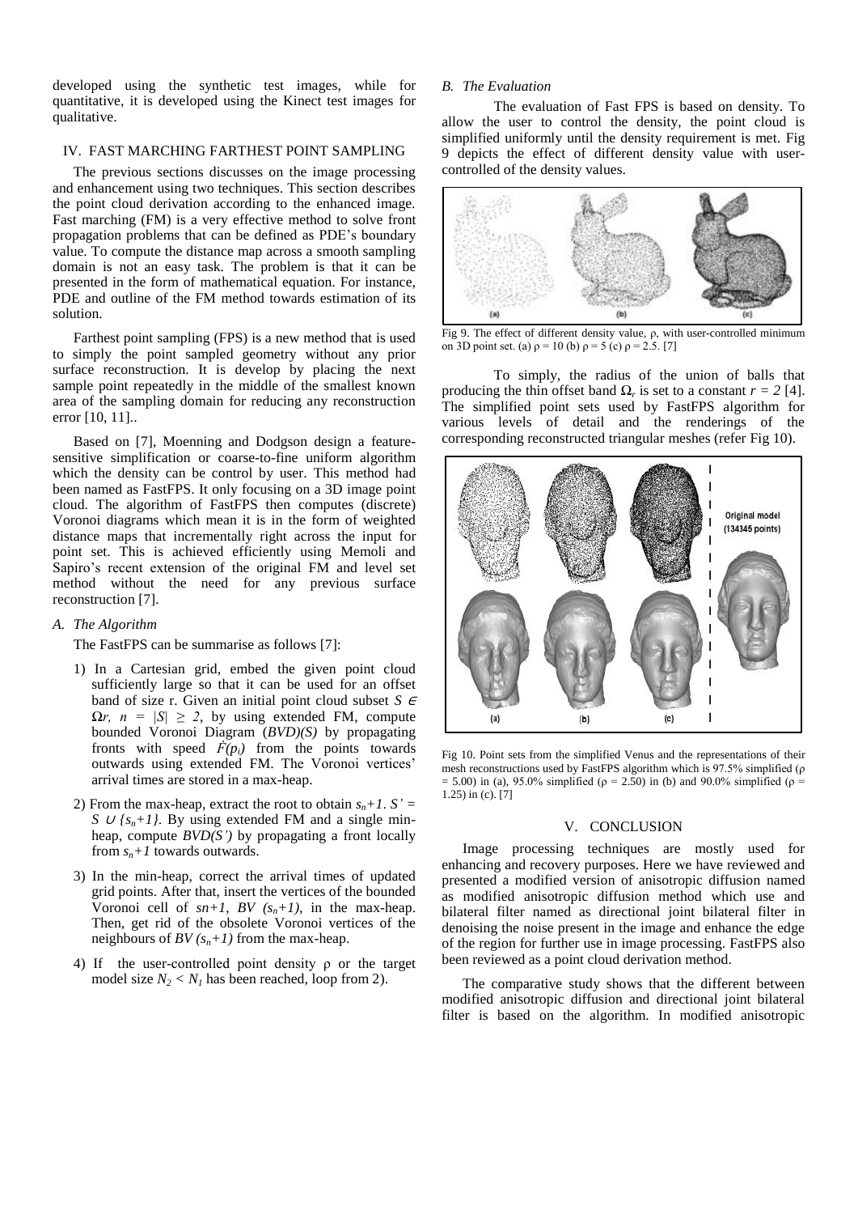developed using the synthetic test images, while for quantitative, it is developed using the Kinect test images for qualitative.

## IV. FAST MARCHING FARTHEST POINT SAMPLING

The previous sections discusses on the image processing and enhancement using two techniques. This section describes the point cloud derivation according to the enhanced image. Fast marching (FM) is a very effective method to solve front propagation problems that can be defined as PDE's boundary value. To compute the distance map across a smooth sampling domain is not an easy task. The problem is that it can be presented in the form of mathematical equation. For instance, PDE and outline of the FM method towards estimation of its solution.

Farthest point sampling (FPS) is a new method that is used to simply the point sampled geometry without any prior surface reconstruction. It is develop by placing the next sample point repeatedly in the middle of the smallest known area of the sampling domain for reducing any reconstruction error [10, 11]..

Based on [7], Moenning and Dodgson design a feature-sensitive simplification or coarse-to-fine uniform algorithm which the density can be control by user. This method had been named as FastFPS. It only focusing on a 3D image point cloud. The algorithm of FastFPS then computes (discrete) Voronoi diagrams which mean it is in the form of weighted distance maps that incrementally right across the input for point set. This is achieved efficiently using Memoli and Sapiro's recent extension of the original FM and level set method without the need for any previous surface reconstruction [7].

### *A. The Algorithm*

The FastFPS can be summarise as follows [7]:

1) In a Cartesian grid, embed the given point cloud sufficiently large so that it can be used for an offset band of size r. Given an initial point cloud subset $S \in \Omega r$, $n = |S| \geq 2$, by using extended FM, compute bounded Voronoi Diagram (*BVD)(S)* by propagating fronts with speed $\dot{F}(p_i)$ from the points towards outwards using extended FM. The Voronoi vertices' arrival times are stored in a max-heap.

2) From the max-heap, extract the root to obtain $s_n+1$. $S' = S \cup \{s_n+1\}$. By using extended FM and a single min-heap, compute *BVD(S')* by propagating a front locally from $s_n+1$ towards outwards.

3) In the min-heap, correct the arrival times of updated grid points. After that, insert the vertices of the bounded Voronoi cell of $sn+1$, $BV(s_n+1)$, in the max-heap. Then, get rid of the obsolete Voronoi vertices of the neighbours of $BV(s_n+1)$ from the max-heap.

4) If the user-controlled point density ρ or the target model size $N_2 < N_1$ has been reached, loop from 2).

### *B. The Evaluation*

The evaluation of Fast FPS is based on density. To allow the user to control the density, the point cloud is simplified uniformly until the density requirement is met. Fig 9 depicts the effect of different density value with user-controlled of the density values.

Fig 9. The effect of different density value, ρ, with user-controlled minimum on 3D point set. (a) ρ = 10 (b) ρ = 5 (c) ρ = 2.5. [7]

To simply, the radius of the union of balls that producing the thin offset band $\Omega_r$ is set to a constant $r = 2$ [4]. The simplified point sets used by FastFPS algorithm for various levels of detail and the renderings of the corresponding reconstructed triangular meshes (refer Fig 10).

Fig 10. Point sets from the simplified Venus and the representations of their mesh reconstructions used by FastFPS algorithm which is 97.5% simplified (ρ = 5.00) in (a), 95.0% simplified (ρ = 2.50) in (b) and 90.0% simplified (ρ = 1.25) in (c). [7]

## V. CONCLUSION

Image processing techniques are mostly used for enhancing and recovery purposes. Here we have reviewed and presented a modified version of anisotropic diffusion named as modified anisotropic diffusion method which use and bilateral filter named as directional joint bilateral filter in denoising the noise present in the image and enhance the edge of the region for further use in image processing. FastFPS also been reviewed as a point cloud derivation method.

The comparative study shows that the different between modified anisotropic diffusion and directional joint bilateral filter is based on the algorithm. In modified anisotropic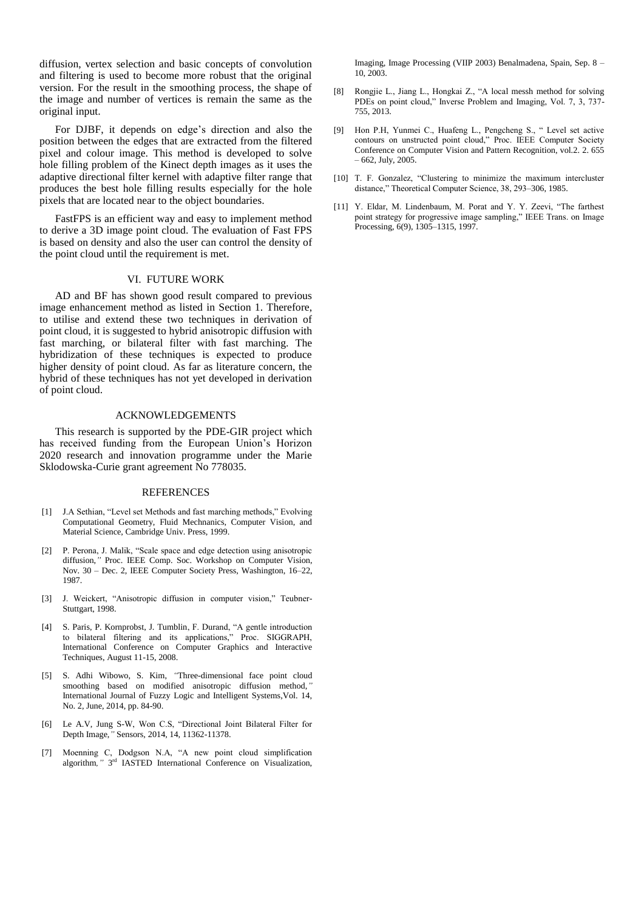diffusion, vertex selection and basic concepts of convolution and filtering is used to become more robust that the original version. For the result in the smoothing process, the shape of the image and number of vertices is remain the same as the original input.

For DJBF, it depends on edge's direction and also the position between the edges that are extracted from the filtered pixel and colour image. This method is developed to solve hole filling problem of the Kinect depth images as it uses the adaptive directional filter kernel with adaptive filter range that produces the best hole filling results especially for the hole pixels that are located near to the object boundaries.

FastFPS is an efficient way and easy to implement method to derive a 3D image point cloud. The evaluation of Fast FPS is based on density and also the user can control the density of the point cloud until the requirement is met.

## VI. FUTURE WORK

AD and BF has shown good result compared to previous image enhancement method as listed in Section 1. Therefore, to utilise and extend these two techniques in derivation of point cloud, it is suggested to hybrid anisotropic diffusion with fast marching, or bilateral filter with fast marching. The hybridization of these techniques is expected to produce higher density of point cloud. As far as literature concern, the hybrid of these techniques has not yet developed in derivation of point cloud.

## ACKNOWLEDGEMENTS

This research is supported by the PDE-GIR project which has received funding from the European Union's Horizon 2020 research and innovation programme under the Marie Sklodowska-Curie grant agreement No 778035.

## REFERENCES

[1] J.A Sethian, "Level set Methods and fast marching methods," Evolving Computational Geometry, Fluid Mechnanics, Computer Vision, and Material Science, Cambridge Univ. Press, 1999.

[2] P. Perona, J. Malik, "Scale space and edge detection using anisotropic diffusion," Proc. IEEE Comp. Soc. Workshop on Computer Vision, Nov. 30 – Dec. 2, IEEE Computer Society Press, Washington, 16–22, 1987.

[3] J. Weickert, "Anisotropic diffusion in computer vision," Teubner-Stuttgart, 1998.

[4] S. Paris, P. Kornprobst, J. Tumblin, F. Durand, "A gentle introduction to bilateral filtering and its applications," Proc. SIGGRAPH, International Conference on Computer Graphics and Interactive Techniques, August 11-15, 2008.

[5] S. Adhi Wibowo, S. Kim, "Three-dimensional face point cloud smoothing based on modified anisotropic diffusion method," International Journal of Fuzzy Logic and Intelligent Systems,Vol. 14, No. 2, June, 2014, pp. 84-90.

[6] Le A.V, Jung S-W, Won C.S, "Directional Joint Bilateral Filter for Depth Image," Sensors, 2014, 14, 11362-11378.

[7] Moenning C, Dodgson N.A, "A new point cloud simplification algorithm," 3rd IASTED International Conference on Visualization, Imaging, Image Processing (VIIP 2003) Benalmadena, Spain, Sep. 8 – 10, 2003.

[8] Rongjie L., Jiang L., Hongkai Z., "A local messh method for solving PDEs on point cloud," Inverse Problem and Imaging, Vol. 7, 3, 737-755, 2013.

[9] Hon P.H, Yunmei C., Huafeng L., Pengcheng S., " Level set active contours on unstructed point cloud," Proc. IEEE Computer Society Conference on Computer Vision and Pattern Recognition, vol.2. 2. 655 – 662, July, 2005.

[10] T. F. Gonzalez, "Clustering to minimize the maximum intercluster distance," Theoretical Computer Science, 38, 293–306, 1985.

[11] Y. Eldar, M. Lindenbaum, M. Porat and Y. Y. Zeevi, "The farthest point strategy for progressive image sampling," IEEE Trans. on Image Processing, 6(9), 1305–1315, 1997.